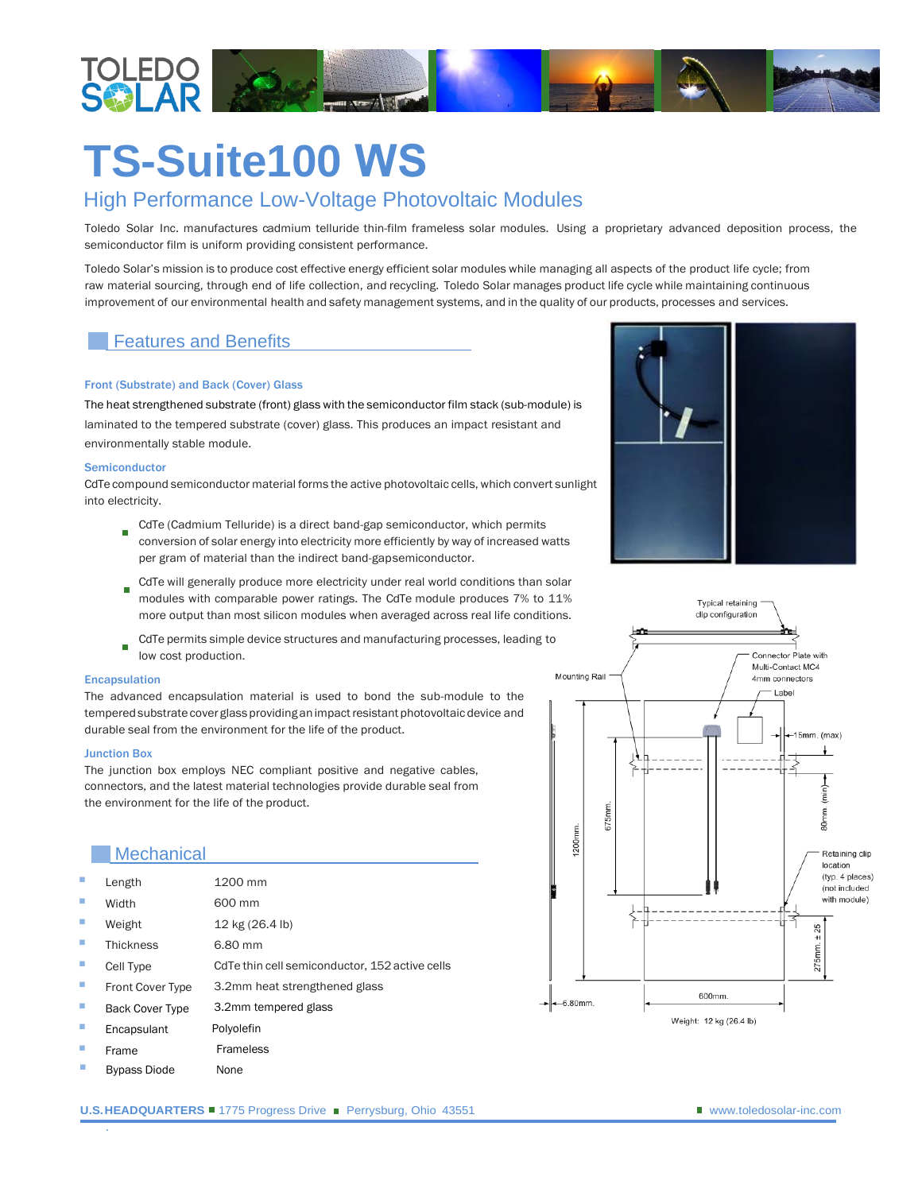# TS-Suite100 WS

## High Performance Low-Voltage Photovoltaic Modules

Toledo Solar Inc. manufactures cadmium telluride thin-film frameless solar modules. Using a proprietary advanced deposition process, the semiconductor film is uniform providing consistent performance.

Toledo Solar's mission is to produce cost effective energy efficient solar modules while managing all aspects of the product life cycle; from raw material sourcing, through end of life collection, and recycling. Toledo Solar manages product life cycle while maintaining continuous improvement of our environmental health and safety management systems, and in the quality of our products, processes and services.

## Features and Benefits

### Front (Substrate) and Back (Cover) Glass

The heat strengthened substrate (front) glass with the semiconductor film stack (sub-module) is laminated to the tempered substrate (cover) glass. This produces an impact resistant and environmentally stable module.

### Semiconductor

CdTe compound semiconductor material forms the active photovoltaic cells, which convert sunlight into electricity.

- CdTe (Cadmium Telluride) is a direct band-gap semiconductor, which permits conversion of solar energy into electricity more efficiently by way of increased watts per gram of material than the indirect band-gapsemiconductor.
- CdTe will generally produce more electricity under real world conditions than solar modules with comparable power ratings. The CdTe module produces 7% to 11% more output than most silicon modules when averaged across real life conditions.
- CdTe permits simple device structures and manufacturing processes, leading to low cost production.

### Encapsulation

The advanced encapsulation material is used to bond the sub-module to the tempered substrate cover glass providing an impact resistant photovoltaic device and durable seal from the environment for the life of the product.

### Junction Box

The junction box employs NEC compliant positive and negative cables, connectors, and the latest material technologies provide durable seal from the environment for the life of the product.

## Mechanical

| | |
|---|---|
| Length | 1200 mm |
| Width | 600 mm |
| Weight | 12 kg (26.4 lb) |
| Thickness | 6.80 mm |
| Cell Type | CdTe thin cell semiconductor, 152 active cells |
| Front Cover Type | 3.2mm heat strengthened glass |
| Back Cover Type | 3.2mm tempered glass |
| Encapsulant | Polyolefin |
| Frame | Frameless |
| Bypass Diode | None |

Typical retaining clip configuration — Mounting Rail — Connector Plate with Multi-Contact MC4 4mm connectors — Label — 15mm. (max) — 80mm. (min) — Retaining clip location (typ. 4 places) (not included with module) — 1200mm. — 675mm. — 275mm. ± 25 — 6.80mm. — 600mm.

Weight: 12 kg (26.4 lb)

**U.S. HEADQUARTERS** ■ 1775 Progress Drive ■ Perrysburg, Ohio 43551 ■ www.toledosolar-inc.com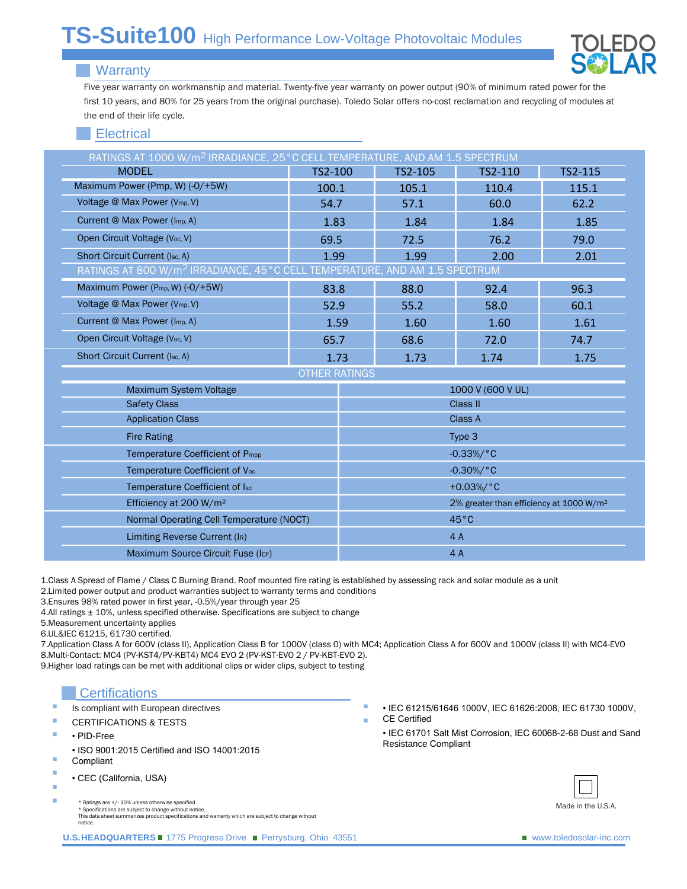# TS-Suite100 High Performance Low-Voltage Photovoltaic Modules

## Warranty

Five year warranty on workmanship and material. Twenty-five year warranty on power output (90% of minimum rated power for the first 10 years, and 80% for 25 years from the original purchase). Toledo Solar offers no-cost reclamation and recycling of modules at the end of their life cycle.

## Electrical

| RATINGS AT 1000 W/m² IRRADIANCE, 25°C CELL TEMPERATURE, AND AM 1.5 SPECTRUM | | | | |
|---|---|---|---|---|
| MODEL | TS2-100 | TS2-105 | TS2-110 | TS2-115 |
| Maximum Power (Pmp, W) (-0/+5W) | 100.1 | 105.1 | 110.4 | 115.1 |
| Voltage @ Max Power ($V_{mp}$, V) | 54.7 | 57.1 | 60.0 | 62.2 |
| Current @ Max Power ($I_{mp}$, A) | 1.83 | 1.84 | 1.84 | 1.85 |
| Open Circuit Voltage ($V_{oc}$, V) | 69.5 | 72.5 | 76.2 | 79.0 |
| Short Circuit Current ($I_{sc}$, A) | 1.99 | 1.99 | 2.00 | 2.01 |
| RATINGS AT 800 W/m² IRRADIANCE, 45°C CELL TEMPERATURE, AND AM 1.5 SPECTRUM | | | | |
| Maximum Power ($P_{mp}$, W) (-0/+5W) | 83.8 | 88.0 | 92.4 | 96.3 |
| Voltage @ Max Power ($V_{mp}$, V) | 52.9 | 55.2 | 58.0 | 60.1 |
| Current @ Max Power ($I_{mp}$, A) | 1.59 | 1.60 | 1.60 | 1.61 |
| Open Circuit Voltage ($V_{oc}$, V) | 65.7 | 68.6 | 72.0 | 74.7 |
| Short Circuit Current ($I_{sc}$, A) | 1.73 | 1.73 | 1.74 | 1.75 |

| OTHER RATINGS | |
|---|---|
| Maximum System Voltage | 1000 V (600 V UL) |
| Safety Class | Class II |
| Application Class | Class A |
| Fire Rating | Type 3 |
| Temperature Coefficient of $P_{mpp}$ | -0.33%/°C |
| Temperature Coefficient of $V_{oc}$ | -0.30%/°C |
| Temperature Coefficient of $I_{sc}$ | +0.03%/°C |
| Efficiency at 200 W/m² | 2% greater than efficiency at 1000 W/m² |
| Normal Operating Cell Temperature (NOCT) | 45°C |
| Limiting Reverse Current ($I_R$) | 4 A |
| Maximum Source Circuit Fuse ($I_{CF}$) | 4 A |

1. Class A Spread of Flame / Class C Burning Brand. Roof mounted fire rating is established by assessing rack and solar module as a unit
2. Limited power output and product warranties subject to warranty terms and conditions
3. Ensures 98% rated power in first year, -0.5%/year through year 25
4. All ratings ± 10%, unless specified otherwise. Specifications are subject to change
5. Measurement uncertainty applies
6. UL&IEC 61215, 61730 certified.
7. Application Class A for 600V (class II), Application Class B for 1000V (class 0) with MC4; Application Class A for 600V and 1000V (class II) with MC4-EVO
8. Multi-Contact: MC4 (PV-KST4/PV-KBT4) MC4 EVO 2 (PV-KST-EVO 2 / PV-KBT-EVO 2).
9. Higher load ratings can be met with additional clips or wider clips, subject to testing

## Certifications

- Is compliant with European directives
- CERTIFICATIONS & TESTS
- • PID-Free
- • ISO 9001:2015 Certified and ISO 14001:2015 Compliant
- • CEC (California, USA)
- • IEC 61215/61646 1000V, IEC 61626:2008, IEC 61730 1000V, CE Certified
- • IEC 61701 Salt Mist Corrosion, IEC 60068-2-68 Dust and Sand Resistance Compliant

* Ratings are +/- 10% unless otherwise specified.
* Specifications are subject to change without notice.
This data sheet summarizes product specifications and warranty which are subject to change without notice.

Made in the U.S.A.

**U.S. HEADQUARTERS** 1775 Progress Drive Perrysburg, Ohio 43551 www.toledosolar-inc.com